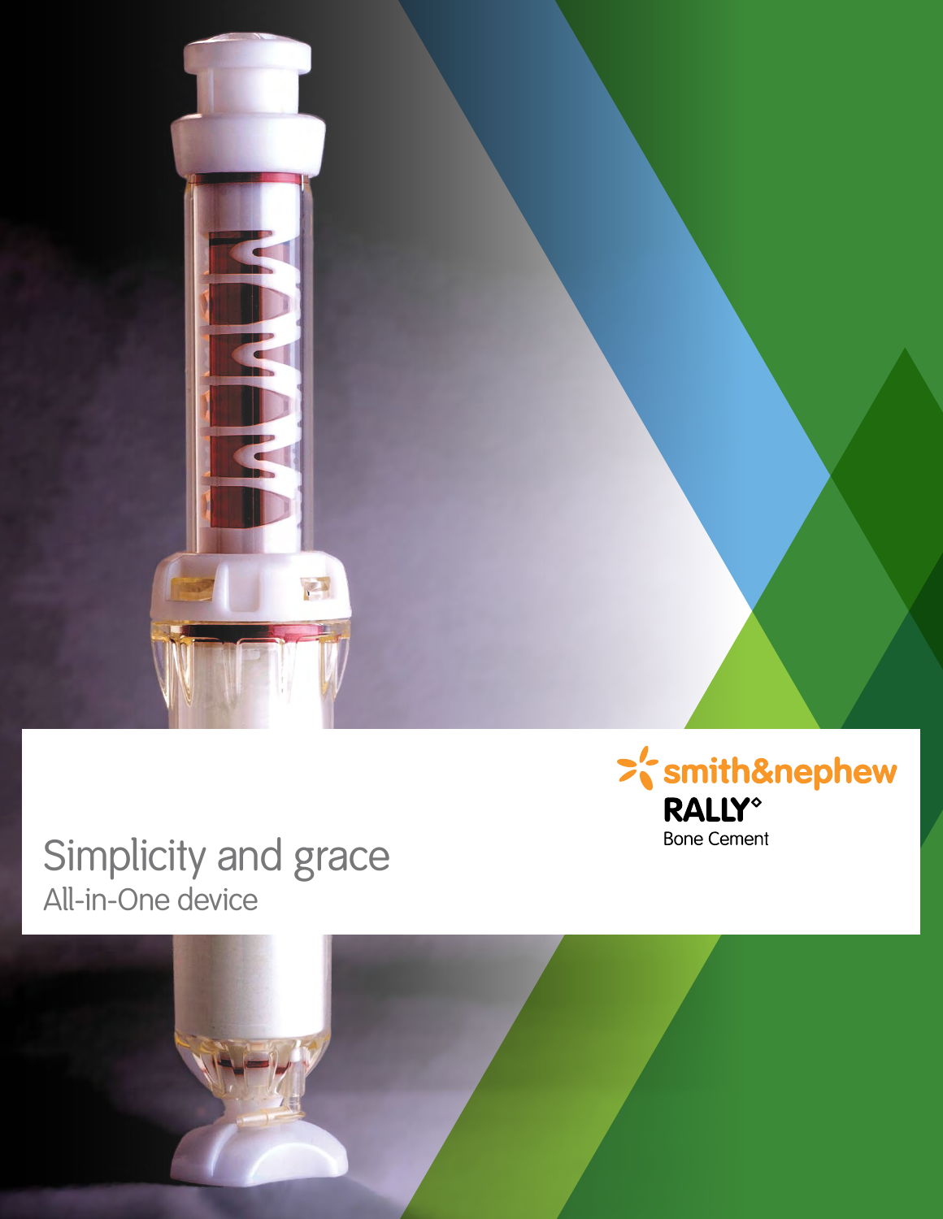smith&nephew

RALLY°

Bone Cement

# Simplicity and grace

## All-in-One device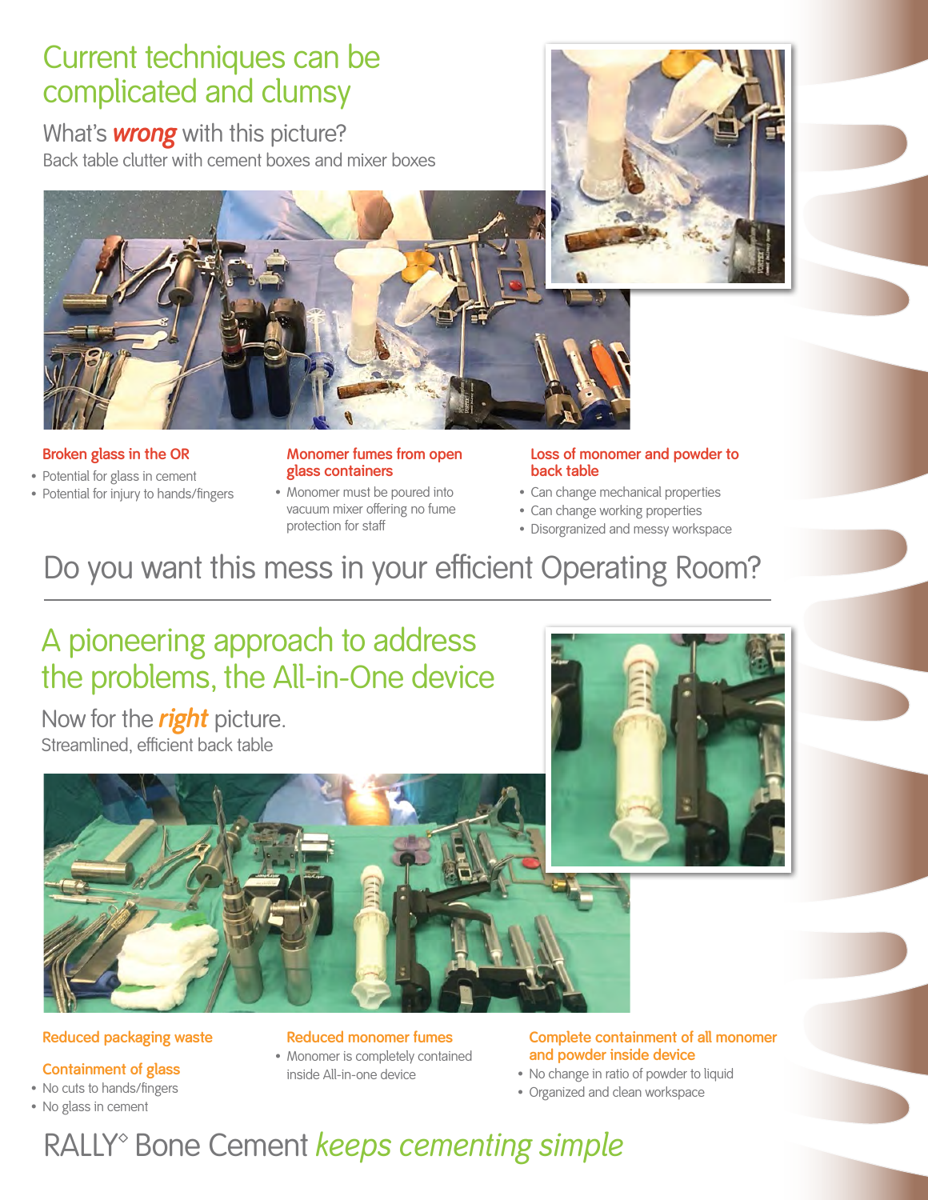# Current techniques can be complicated and clumsy

## What's *wrong* with this picture?

Back table clutter with cement boxes and mixer boxes

**Broken glass in the OR**

- Potential for glass in cement
- Potential for injury to hands/fingers

**Monomer fumes from open glass containers**

- Monomer must be poured into vacuum mixer offering no fume protection for staff

**Loss of monomer and powder to back table**

- Can change mechanical properties
- Can change working properties
- Disorganized and messy workspace

## Do you want this mess in your efficient Operating Room?

---

# A pioneering approach to address the problems, the All-in-One device

## Now for the *right* picture.

Streamlined, efficient back table

**Reduced packaging waste**

**Containment of glass**

- No cuts to hands/fingers
- No glass in cement

**Reduced monomer fumes**

- Monomer is completely contained inside All-in-one device

**Complete containment of all monomer and powder inside device**

- No change in ratio of powder to liquid
- Organized and clean workspace

## RALLY◊ Bone Cement *keeps cementing simple*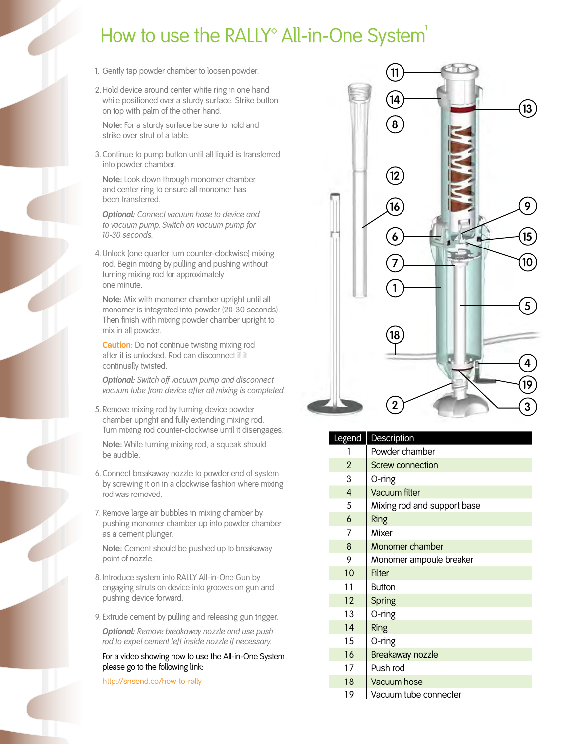# How to use the RALLY◇ All-in-One System[1]

1. Gently tap powder chamber to loosen powder.

2. Hold device around center white ring in one hand while positioned over a sturdy surface. Strike button on top with palm of the other hand.

   **Note:** For a sturdy surface be sure to hold and strike over strut of a table.

3. Continue to pump button until all liquid is transferred into powder chamber.

   **Note:** Look down through monomer chamber and center ring to ensure all monomer has been transferred.

   ***Optional:*** *Connect vacuum hose to device and to vacuum pump. Switch on vacuum pump for 10-30 seconds.*

4. Unlock (one quarter turn counter-clockwise) mixing rod. Begin mixing by pulling and pushing without turning mixing rod for approximately one minute.

   **Note:** Mix with monomer chamber upright until all monomer is integrated into powder (20-30 seconds). Then finish with mixing powder chamber upright to mix in all powder.

   **Caution:** Do not continue twisting mixing rod after it is unlocked. Rod can disconnect if it continually twisted.

   ***Optional:*** *Switch off vacuum pump and disconnect vacuum tube from device after all mixing is completed.*

5. Remove mixing rod by turning device powder chamber upright and fully extending mixing rod. Turn mixing rod counter-clockwise until it disengages.

   **Note:** While turning mixing rod, a squeak should be audible.

6. Connect breakaway nozzle to powder end of system by screwing it on in a clockwise fashion where mixing rod was removed.

7. Remove large air bubbles in mixing chamber by pushing monomer chamber up into powder chamber as a cement plunger.

   **Note:** Cement should be pushed up to breakaway point of nozzle.

8. Introduce system into RALLY All-in-One Gun by engaging struts on device into grooves on gun and pushing device forward.

9. Extrude cement by pulling and releasing gun trigger.

   ***Optional:*** *Remove breakaway nozzle and use push rod to expel cement left inside nozzle if necessary.*

For a video showing how to use the All-in-One System please go to the following link:

http://snsend.co/how-to-rally

| Legend | Description |
|---|---|
| 1 | Powder chamber |
| 2 | Screw connection |
| 3 | O-ring |
| 4 | Vacuum filter |
| 5 | Mixing rod and support base |
| 6 | Ring |
| 7 | Mixer |
| 8 | Monomer chamber |
| 9 | Monomer ampoule breaker |
| 10 | Filter |
| 11 | Button |
| 12 | Spring |
| 13 | O-ring |
| 14 | Ring |
| 15 | O-ring |
| 16 | Breakaway nozzle |
| 17 | Push rod |
| 18 | Vacuum hose |
| 19 | Vacuum tube connecter |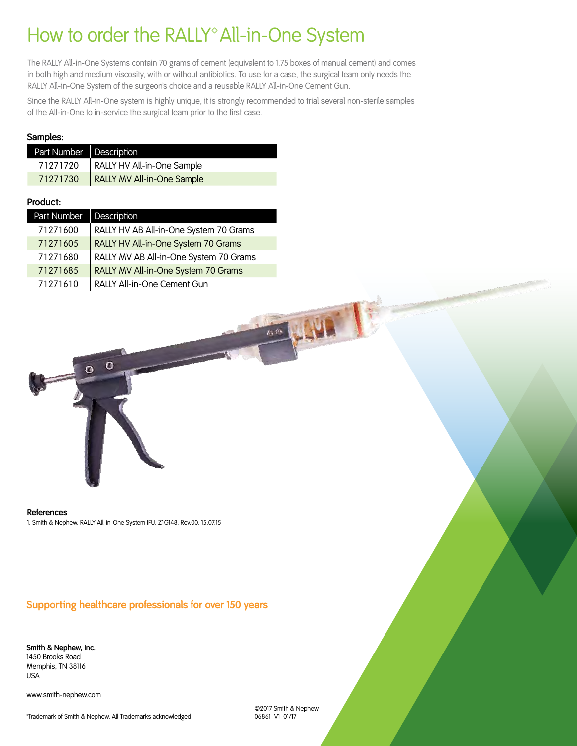# How to order the RALLY◊ All-in-One System

The RALLY All-in-One Systems contain 70 grams of cement (equivalent to 1.75 boxes of manual cement) and comes in both high and medium viscosity, with or without antibiotics. To use for a case, the surgical team only needs the RALLY All-in-One System of the surgeon's choice and a reusable RALLY All-in-One Cement Gun.

Since the RALLY All-in-One system is highly unique, it is strongly recommended to trial several non-sterile samples of the All-in-One to in-service the surgical team prior to the first case.

**Samples:**

| Part Number | Description |
|---|---|
| 71271720 | RALLY HV All-in-One Sample |
| 71271730 | RALLY MV All-in-One Sample |

**Product:**

| Part Number | Description |
|---|---|
| 71271600 | RALLY HV AB All-in-One System 70 Grams |
| 71271605 | RALLY HV All-in-One System 70 Grams |
| 71271680 | RALLY MV AB All-in-One System 70 Grams |
| 71271685 | RALLY MV All-in-One System 70 Grams |
| 71271610 | RALLY All-in-One Cement Gun |

**References**

1. Smith & Nephew. RALLY All-in-One System IFU. Z1G148. Rev.00. 15.07.15

**Supporting healthcare professionals for over 150 years**

**Smith & Nephew, Inc.**
1450 Brooks Road
Memphis, TN 38116
USA

www.smith-nephew.com

◊Trademark of Smith & Nephew. All Trademarks acknowledged.

©2017 Smith & Nephew
06861 V1 01/17